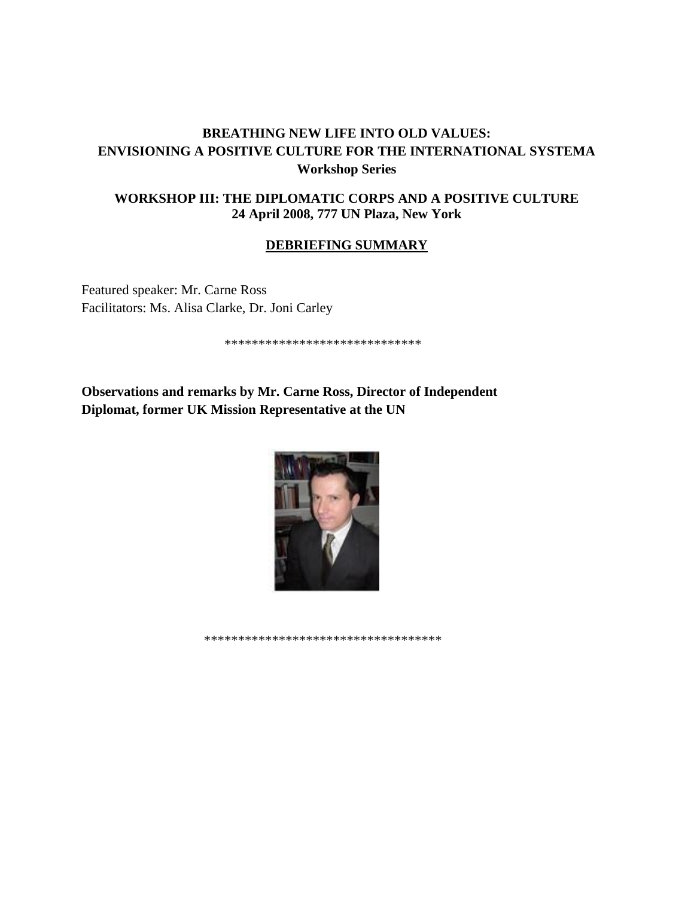**BREATHING NEW LIFE INTO OLD VALUES:**
**ENVISIONING A POSITIVE CULTURE FOR THE INTERNATIONAL SYSTEMA**
**Workshop Series**

**WORKSHOP III: THE DIPLOMATIC CORPS AND A POSITIVE CULTURE**
**24 April 2008, 777 UN Plaza, New York**

**DEBRIEFING SUMMARY**

Featured speaker: Mr. Carne Ross
Facilitators: Ms. Alisa Clarke, Dr. Joni Carley

*****************************

**Observations and remarks by Mr. Carne Ross, Director of Independent Diplomat, former UK Mission Representative at the UN**

***********************************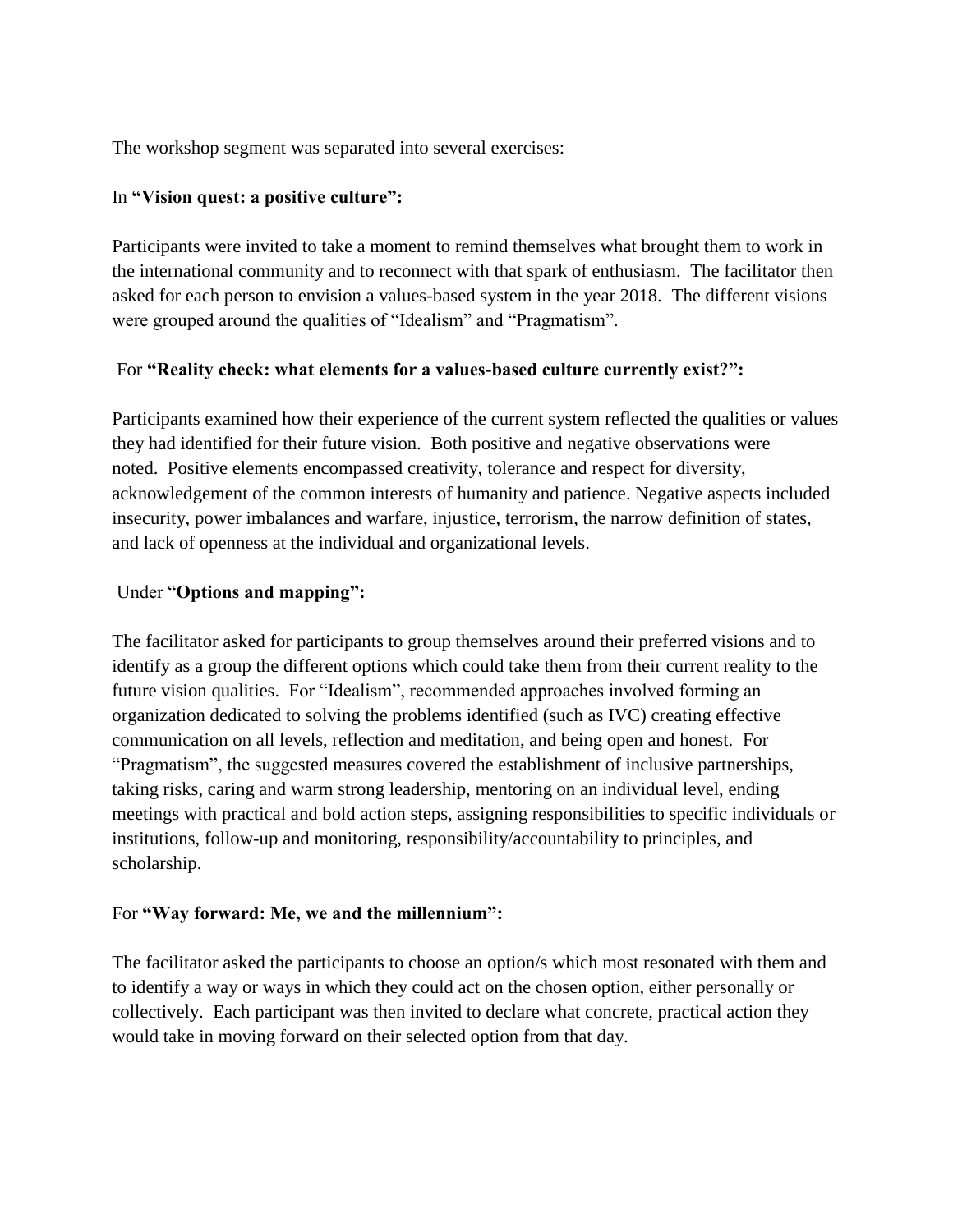The workshop segment was separated into several exercises:

In **"Vision quest: a positive culture":**

Participants were invited to take a moment to remind themselves what brought them to work in the international community and to reconnect with that spark of enthusiasm. The facilitator then asked for each person to envision a values-based system in the year 2018. The different visions were grouped around the qualities of "Idealism" and "Pragmatism".

For **"Reality check: what elements for a values-based culture currently exist?":**

Participants examined how their experience of the current system reflected the qualities or values they had identified for their future vision. Both positive and negative observations were noted. Positive elements encompassed creativity, tolerance and respect for diversity, acknowledgement of the common interests of humanity and patience. Negative aspects included insecurity, power imbalances and warfare, injustice, terrorism, the narrow definition of states, and lack of openness at the individual and organizational levels.

Under "**Options and mapping":**

The facilitator asked for participants to group themselves around their preferred visions and to identify as a group the different options which could take them from their current reality to the future vision qualities. For "Idealism", recommended approaches involved forming an organization dedicated to solving the problems identified (such as IVC) creating effective communication on all levels, reflection and meditation, and being open and honest. For "Pragmatism", the suggested measures covered the establishment of inclusive partnerships, taking risks, caring and warm strong leadership, mentoring on an individual level, ending meetings with practical and bold action steps, assigning responsibilities to specific individuals or institutions, follow-up and monitoring, responsibility/accountability to principles, and scholarship.

For **"Way forward: Me, we and the millennium":**

The facilitator asked the participants to choose an option/s which most resonated with them and to identify a way or ways in which they could act on the chosen option, either personally or collectively. Each participant was then invited to declare what concrete, practical action they would take in moving forward on their selected option from that day.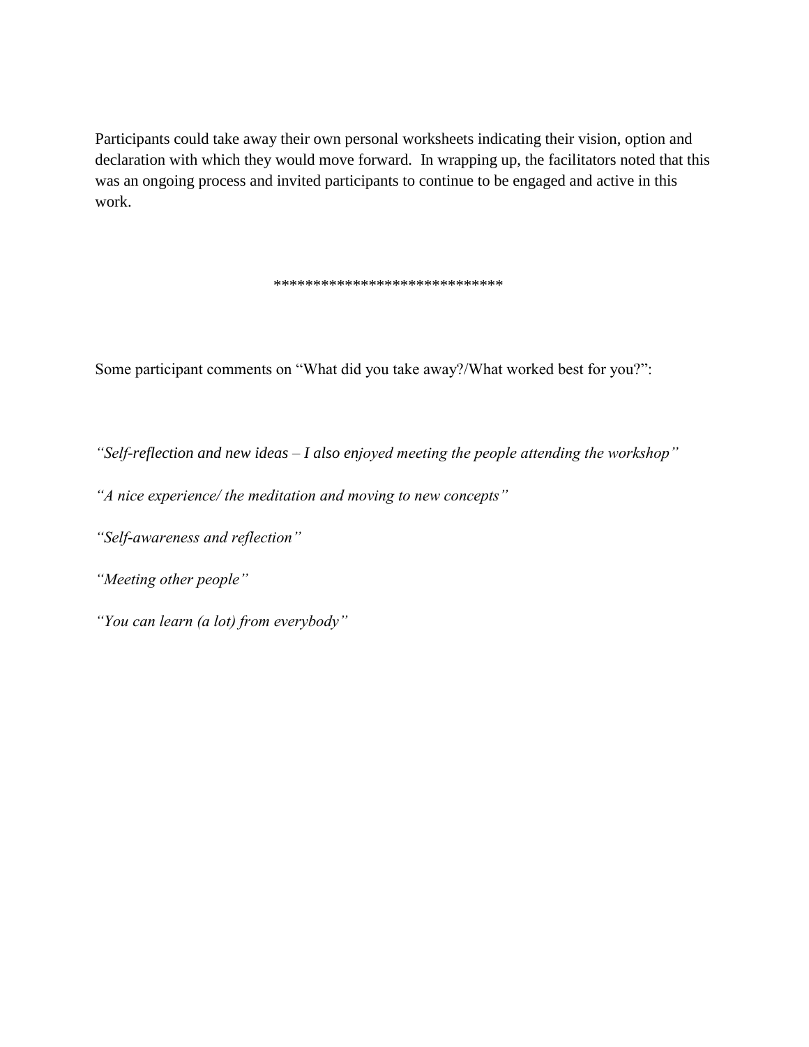Participants could take away their own personal worksheets indicating their vision, option and declaration with which they would move forward. In wrapping up, the facilitators noted that this was an ongoing process and invited participants to continue to be engaged and active in this work.

*****************************

Some participant comments on "What did you take away?/What worked best for you?":

*"Self-reflection and new ideas – I also enjoyed meeting the people attending the workshop"*

*"A nice experience/ the meditation and moving to new concepts"*

*"Self-awareness and reflection"*

*"Meeting other people"*

*"You can learn (a lot) from everybody"*